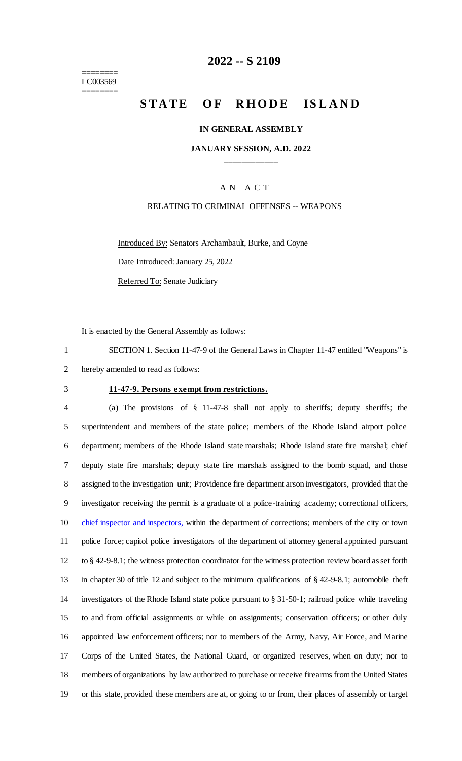========
LC003569
========

# 2022 -- S 2109

# STATE OF RHODE ISLAND

**IN GENERAL ASSEMBLY**

**JANUARY SESSION, A.D. 2022**

\_\_\_\_\_\_\_\_\_\_\_\_

A N A C T

RELATING TO CRIMINAL OFFENSES -- WEAPONS

Introduced By: Senators Archambault, Burke, and Coyne

Date Introduced: January 25, 2022

Referred To: Senate Judiciary

It is enacted by the General Assembly as follows:

1 SECTION 1. Section 11-47-9 of the General Laws in Chapter 11-47 entitled "Weapons" is
2 hereby amended to read as follows:

3 **11-47-9. Persons exempt from restrictions.**

4 (a) The provisions of § 11-47-8 shall not apply to sheriffs; deputy sheriffs; the
5 superintendent and members of the state police; members of the Rhode Island airport police
6 department; members of the Rhode Island state marshals; Rhode Island state fire marshal; chief
7 deputy state fire marshals; deputy state fire marshals assigned to the bomb squad, and those
8 assigned to the investigation unit; Providence fire department arson investigators, provided that the
9 investigator receiving the permit is a graduate of a police-training academy; correctional officers,
10 chief inspector and inspectors, within the department of corrections; members of the city or town
11 police force; capitol police investigators of the department of attorney general appointed pursuant
12 to § 42-9-8.1; the witness protection coordinator for the witness protection review board as set forth
13 in chapter 30 of title 12 and subject to the minimum qualifications of § 42-9-8.1; automobile theft
14 investigators of the Rhode Island state police pursuant to § 31-50-1; railroad police while traveling
15 to and from official assignments or while on assignments; conservation officers; or other duly
16 appointed law enforcement officers; nor to members of the Army, Navy, Air Force, and Marine
17 Corps of the United States, the National Guard, or organized reserves, when on duty; nor to
18 members of organizations by law authorized to purchase or receive firearms from the United States
19 or this state, provided these members are at, or going to or from, their places of assembly or target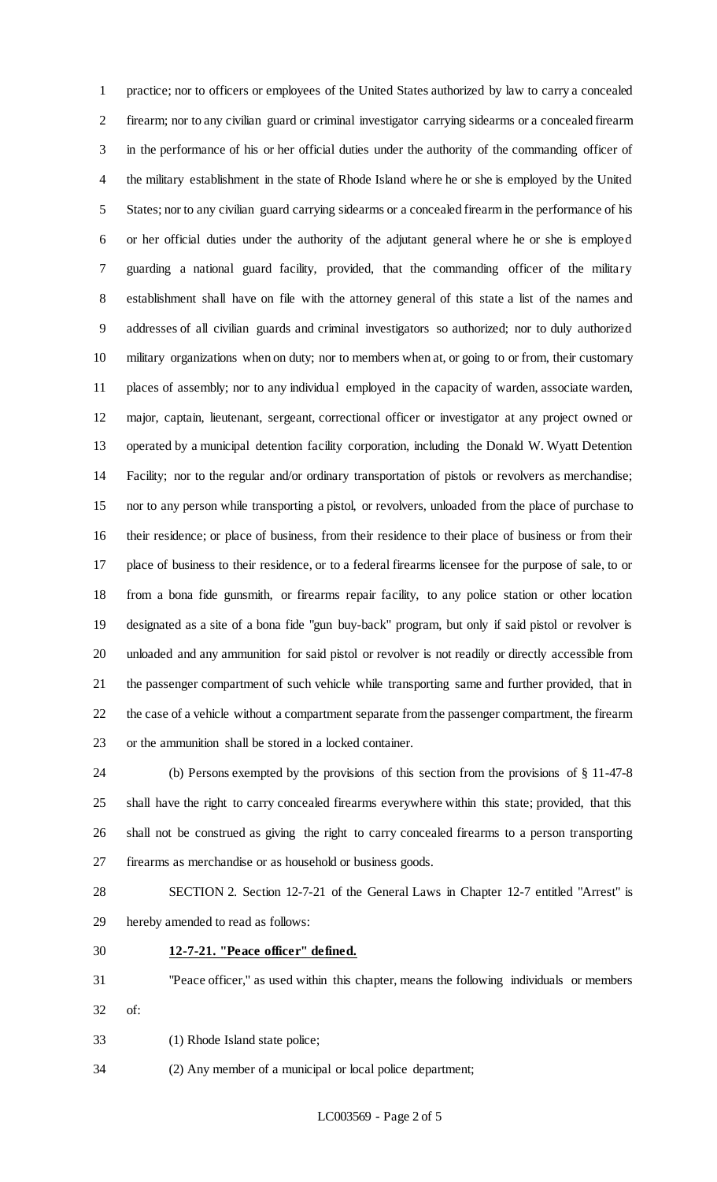practice; nor to officers or employees of the United States authorized by law to carry a concealed firearm; nor to any civilian guard or criminal investigator carrying sidearms or a concealed firearm in the performance of his or her official duties under the authority of the commanding officer of the military establishment in the state of Rhode Island where he or she is employed by the United States; nor to any civilian guard carrying sidearms or a concealed firearm in the performance of his or her official duties under the authority of the adjutant general where he or she is employed guarding a national guard facility, provided, that the commanding officer of the military establishment shall have on file with the attorney general of this state a list of the names and addresses of all civilian guards and criminal investigators so authorized; nor to duly authorized military organizations when on duty; nor to members when at, or going to or from, their customary places of assembly; nor to any individual employed in the capacity of warden, associate warden, major, captain, lieutenant, sergeant, correctional officer or investigator at any project owned or operated by a municipal detention facility corporation, including the Donald W. Wyatt Detention Facility; nor to the regular and/or ordinary transportation of pistols or revolvers as merchandise; nor to any person while transporting a pistol, or revolvers, unloaded from the place of purchase to their residence; or place of business, from their residence to their place of business or from their place of business to their residence, or to a federal firearms licensee for the purpose of sale, to or from a bona fide gunsmith, or firearms repair facility, to any police station or other location designated as a site of a bona fide "gun buy-back" program, but only if said pistol or revolver is unloaded and any ammunition for said pistol or revolver is not readily or directly accessible from the passenger compartment of such vehicle while transporting same and further provided, that in the case of a vehicle without a compartment separate from the passenger compartment, the firearm or the ammunition shall be stored in a locked container.

(b) Persons exempted by the provisions of this section from the provisions of § 11-47-8 shall have the right to carry concealed firearms everywhere within this state; provided, that this shall not be construed as giving the right to carry concealed firearms to a person transporting firearms as merchandise or as household or business goods.

SECTION 2. Section 12-7-21 of the General Laws in Chapter 12-7 entitled "Arrest" is hereby amended to read as follows:

**12-7-21. "Peace officer" defined.**

"Peace officer," as used within this chapter, means the following individuals or members of:

(1) Rhode Island state police;

(2) Any member of a municipal or local police department;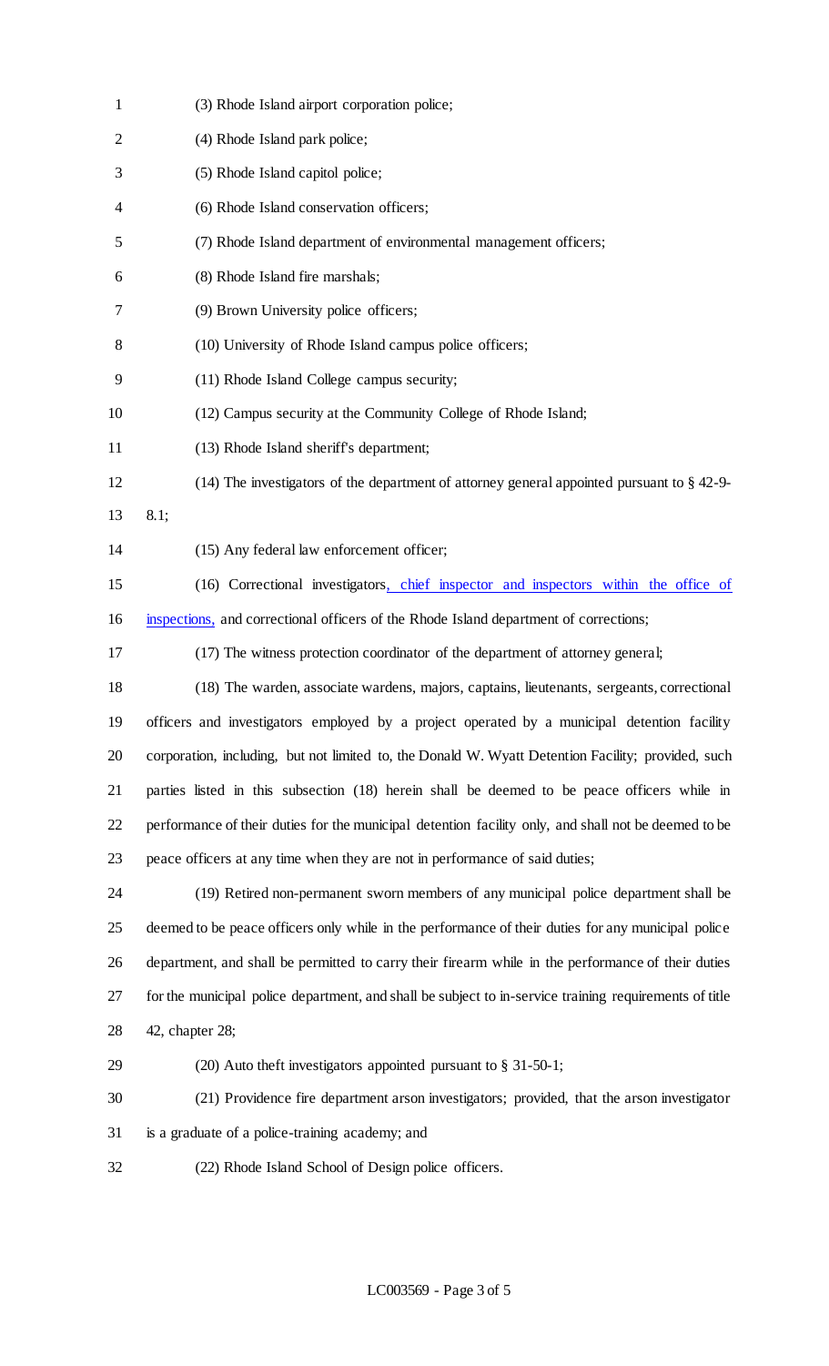(3) Rhode Island airport corporation police;

(4) Rhode Island park police;

(5) Rhode Island capitol police;

(6) Rhode Island conservation officers;

(7) Rhode Island department of environmental management officers;

(8) Rhode Island fire marshals;

(9) Brown University police officers;

(10) University of Rhode Island campus police officers;

(11) Rhode Island College campus security;

(12) Campus security at the Community College of Rhode Island;

(13) Rhode Island sheriff's department;

(14) The investigators of the department of attorney general appointed pursuant to § 42-9-8.1;

(15) Any federal law enforcement officer;

(16) Correctional investigators, chief inspector and inspectors within the office of inspections, and correctional officers of the Rhode Island department of corrections;

(17) The witness protection coordinator of the department of attorney general;

(18) The warden, associate wardens, majors, captains, lieutenants, sergeants, correctional officers and investigators employed by a project operated by a municipal detention facility corporation, including, but not limited to, the Donald W. Wyatt Detention Facility; provided, such parties listed in this subsection (18) herein shall be deemed to be peace officers while in performance of their duties for the municipal detention facility only, and shall not be deemed to be peace officers at any time when they are not in performance of said duties;

(19) Retired non-permanent sworn members of any municipal police department shall be deemed to be peace officers only while in the performance of their duties for any municipal police department, and shall be permitted to carry their firearm while in the performance of their duties for the municipal police department, and shall be subject to in-service training requirements of title 42, chapter 28;

(20) Auto theft investigators appointed pursuant to § 31-50-1;

(21) Providence fire department arson investigators; provided, that the arson investigator is a graduate of a police-training academy; and

(22) Rhode Island School of Design police officers.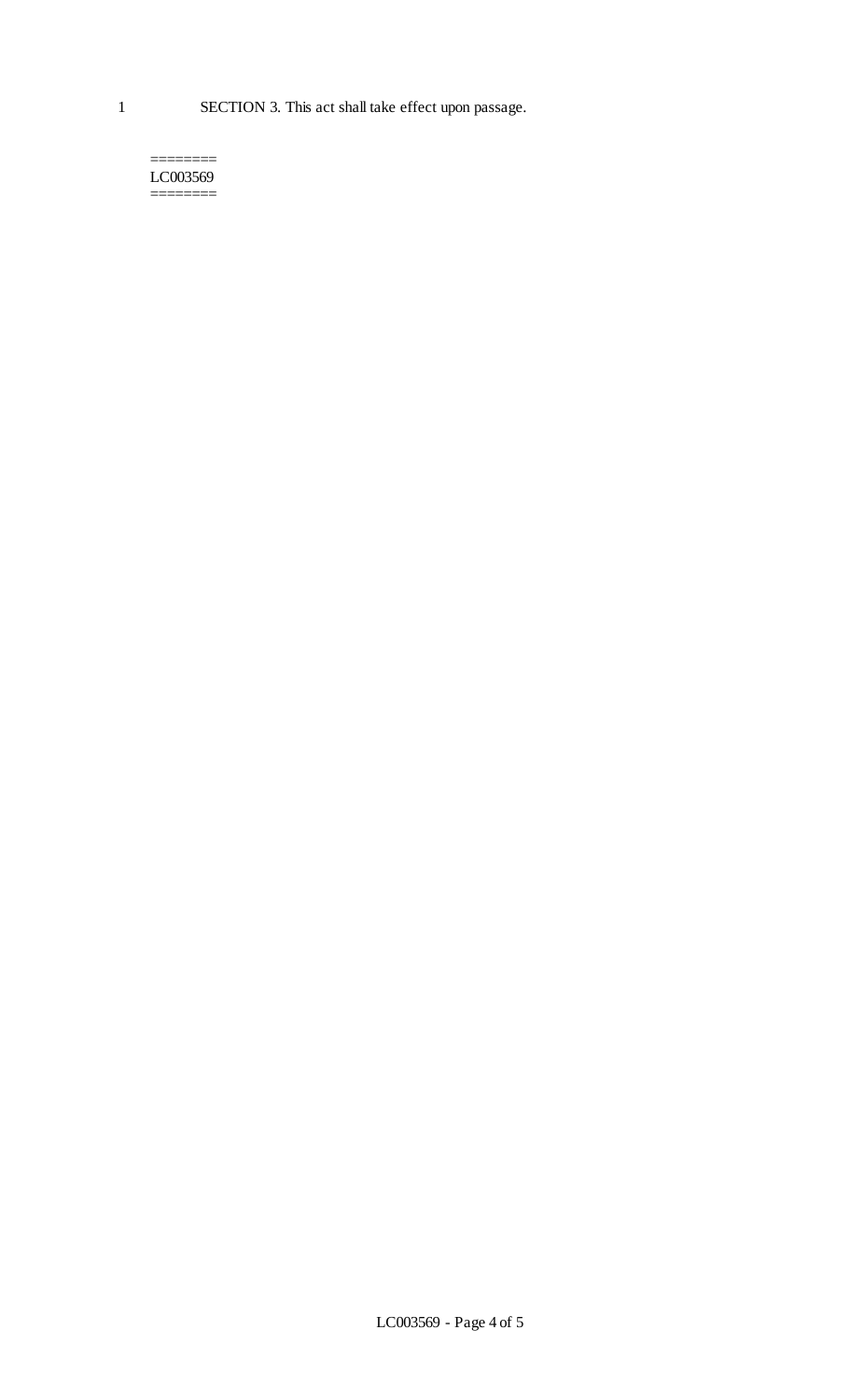SECTION 3. This act shall take effect upon passage.

========
LC003569
========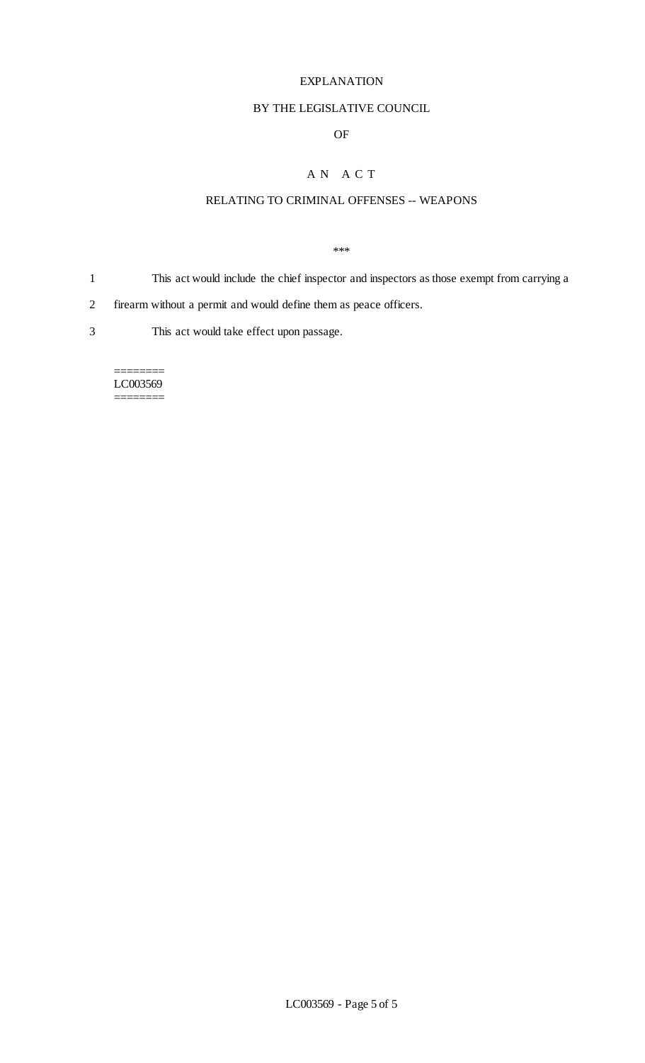EXPLANATION

BY THE LEGISLATIVE COUNCIL

OF

A N A C T

RELATING TO CRIMINAL OFFENSES -- WEAPONS

***

1 This act would include the chief inspector and inspectors as those exempt from carrying a
2 firearm without a permit and would define them as peace officers.
3 This act would take effect upon passage.

========
LC003569
========